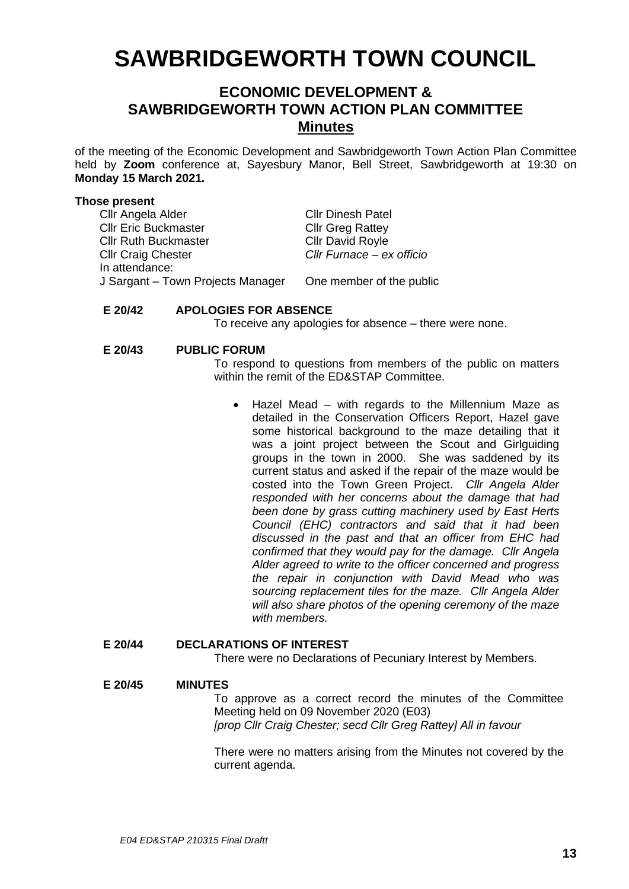# SAWBRIDGEWORTH TOWN COUNCIL

## ECONOMIC DEVELOPMENT & SAWBRIDGEWORTH TOWN ACTION PLAN COMMITTEE

## Minutes

of the meeting of the Economic Development and Sawbridgeworth Town Action Plan Committee held by **Zoom** conference at, Sayesbury Manor, Bell Street, Sawbridgeworth at 19:30 on **Monday 15 March 2021.**

**Those present**

| | |
|---|---|
| Cllr Angela Alder | Cllr Dinesh Patel |
| Cllr Eric Buckmaster | Cllr Greg Rattey |
| Cllr Ruth Buckmaster | Cllr David Royle |
| Cllr Craig Chester | *Cllr Furnace – ex officio* |
| In attendance: | |
| J Sargant – Town Projects Manager | One member of the public |

**E 20/42 APOLOGIES FOR ABSENCE**

To receive any apologies for absence – there were none.

**E 20/43 PUBLIC FORUM**

To respond to questions from members of the public on matters within the remit of the ED&STAP Committee.

- Hazel Mead – with regards to the Millennium Maze as detailed in the Conservation Officers Report, Hazel gave some historical background to the maze detailing that it was a joint project between the Scout and Girlguiding groups in the town in 2000. She was saddened by its current status and asked if the repair of the maze would be costed into the Town Green Project. *Cllr Angela Alder responded with her concerns about the damage that had been done by grass cutting machinery used by East Herts Council (EHC) contractors and said that it had been discussed in the past and that an officer from EHC had confirmed that they would pay for the damage. Cllr Angela Alder agreed to write to the officer concerned and progress the repair in conjunction with David Mead who was sourcing replacement tiles for the maze. Cllr Angela Alder will also share photos of the opening ceremony of the maze with members.*

**E 20/44 DECLARATIONS OF INTEREST**

There were no Declarations of Pecuniary Interest by Members.

**E 20/45 MINUTES**

To approve as a correct record the minutes of the Committee Meeting held on 09 November 2020 (E03)
*[prop Cllr Craig Chester; secd Cllr Greg Rattey] All in favour*

There were no matters arising from the Minutes not covered by the current agenda.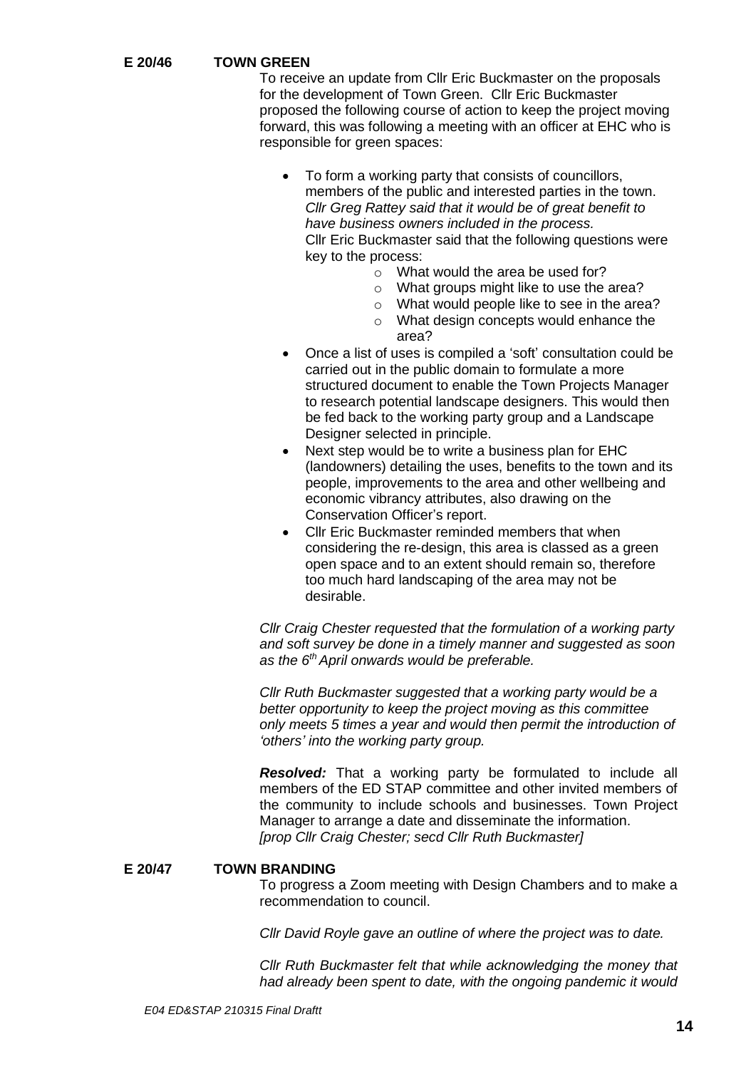**E 20/46 TOWN GREEN**

To receive an update from Cllr Eric Buckmaster on the proposals for the development of Town Green. Cllr Eric Buckmaster proposed the following course of action to keep the project moving forward, this was following a meeting with an officer at EHC who is responsible for green spaces:

- To form a working party that consists of councillors, members of the public and interested parties in the town. *Cllr Greg Rattey said that it would be of great benefit to have business owners included in the process.* Cllr Eric Buckmaster said that the following questions were key to the process:
  - What would the area be used for?
  - What groups might like to use the area?
  - What would people like to see in the area?
  - What design concepts would enhance the area?
- Once a list of uses is compiled a 'soft' consultation could be carried out in the public domain to formulate a more structured document to enable the Town Projects Manager to research potential landscape designers. This would then be fed back to the working party group and a Landscape Designer selected in principle.
- Next step would be to write a business plan for EHC (landowners) detailing the uses, benefits to the town and its people, improvements to the area and other wellbeing and economic vibrancy attributes, also drawing on the Conservation Officer's report.
- Cllr Eric Buckmaster reminded members that when considering the re-design, this area is classed as a green open space and to an extent should remain so, therefore too much hard landscaping of the area may not be desirable.

*Cllr Craig Chester requested that the formulation of a working party and soft survey be done in a timely manner and suggested as soon as the 6th April onwards would be preferable.*

*Cllr Ruth Buckmaster suggested that a working party would be a better opportunity to keep the project moving as this committee only meets 5 times a year and would then permit the introduction of 'others' into the working party group.*

***Resolved:*** That a working party be formulated to include all members of the ED STAP committee and other invited members of the community to include schools and businesses. Town Project Manager to arrange a date and disseminate the information.
*[prop Cllr Craig Chester; secd Cllr Ruth Buckmaster]*

**E 20/47 TOWN BRANDING**

To progress a Zoom meeting with Design Chambers and to make a recommendation to council.

*Cllr David Royle gave an outline of where the project was to date.*

*Cllr Ruth Buckmaster felt that while acknowledging the money that had already been spent to date, with the ongoing pandemic it would*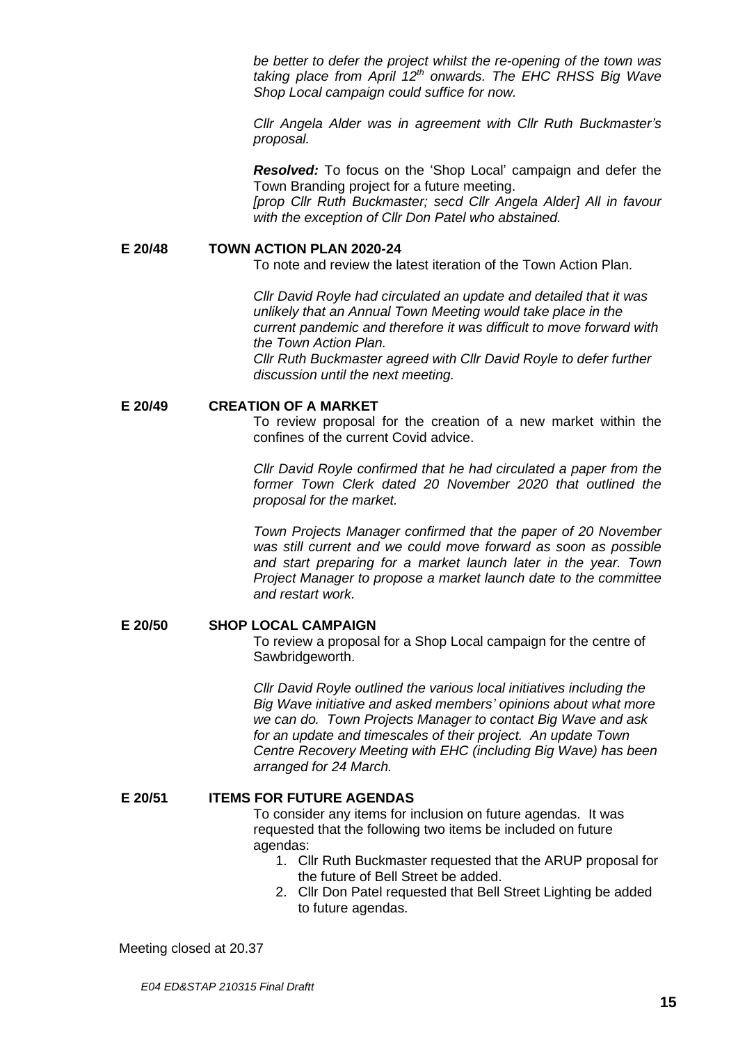*be better to defer the project whilst the re-opening of the town was taking place from April 12th onwards. The EHC RHSS Big Wave Shop Local campaign could suffice for now.*

*Cllr Angela Alder was in agreement with Cllr Ruth Buckmaster's proposal.*

***Resolved:*** To focus on the 'Shop Local' campaign and defer the Town Branding project for a future meeting.
*[prop Cllr Ruth Buckmaster; secd Cllr Angela Alder] All in favour with the exception of Cllr Don Patel who abstained.*

**E 20/48 TOWN ACTION PLAN 2020-24**

To note and review the latest iteration of the Town Action Plan.

*Cllr David Royle had circulated an update and detailed that it was unlikely that an Annual Town Meeting would take place in the current pandemic and therefore it was difficult to move forward with the Town Action Plan.*
*Cllr Ruth Buckmaster agreed with Cllr David Royle to defer further discussion until the next meeting.*

**E 20/49 CREATION OF A MARKET**

To review proposal for the creation of a new market within the confines of the current Covid advice.

*Cllr David Royle confirmed that he had circulated a paper from the former Town Clerk dated 20 November 2020 that outlined the proposal for the market.*

*Town Projects Manager confirmed that the paper of 20 November was still current and we could move forward as soon as possible and start preparing for a market launch later in the year. Town Project Manager to propose a market launch date to the committee and restart work.*

**E 20/50 SHOP LOCAL CAMPAIGN**

To review a proposal for a Shop Local campaign for the centre of Sawbridgeworth.

*Cllr David Royle outlined the various local initiatives including the Big Wave initiative and asked members' opinions about what more we can do. Town Projects Manager to contact Big Wave and ask for an update and timescales of their project. An update Town Centre Recovery Meeting with EHC (including Big Wave) has been arranged for 24 March.*

**E 20/51 ITEMS FOR FUTURE AGENDAS**

To consider any items for inclusion on future agendas. It was requested that the following two items be included on future agendas:

1. Cllr Ruth Buckmaster requested that the ARUP proposal for the future of Bell Street be added.
2. Cllr Don Patel requested that Bell Street Lighting be added to future agendas.

Meeting closed at 20.37

*E04 ED&STAP 210315 Final Draftt*